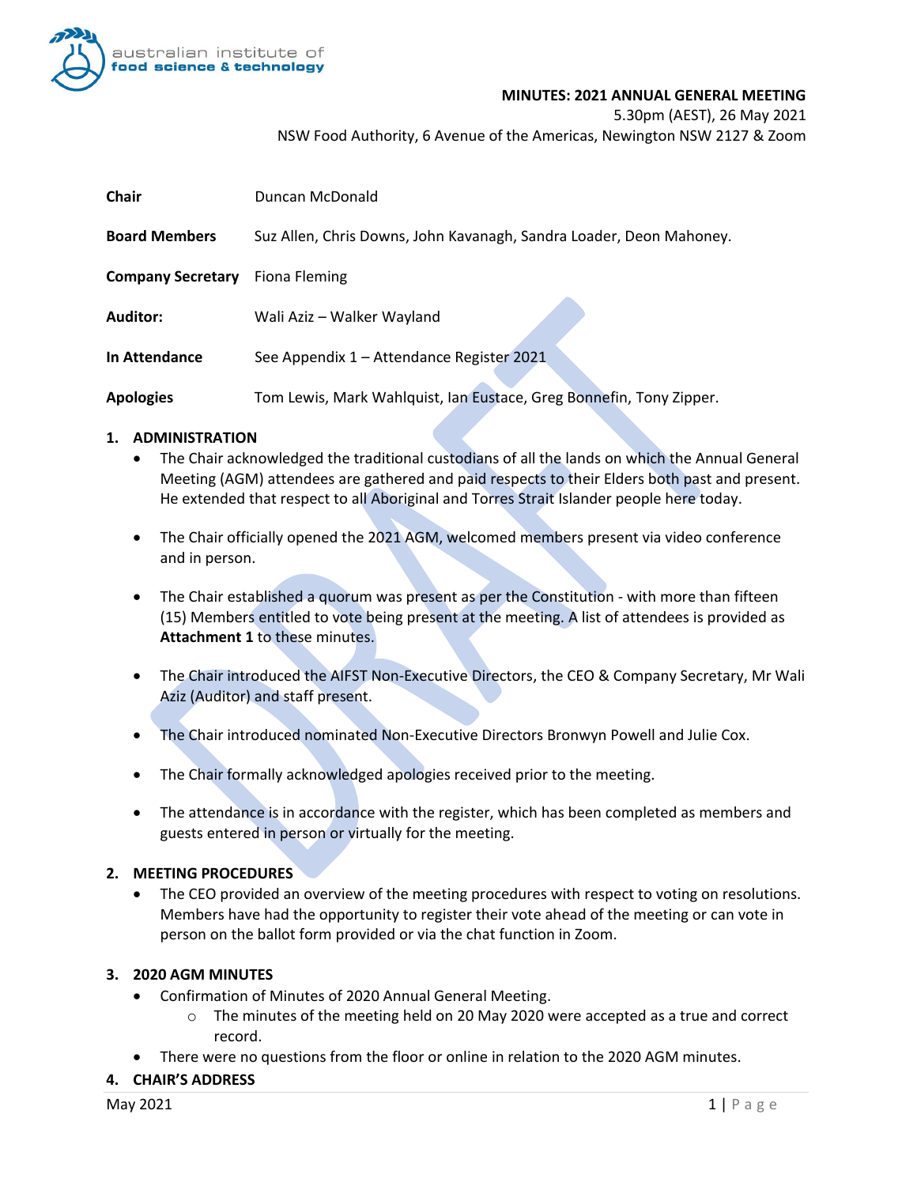australian institute of **food science & technology**

# MINUTES: 2021 ANNUAL GENERAL MEETING

5.30pm (AEST), 26 May 2021

NSW Food Authority, 6 Avenue of the Americas, Newington NSW 2127 & Zoom

| | |
|---|---|
| **Chair** | Duncan McDonald |
| **Board Members** | Suz Allen, Chris Downs, John Kavanagh, Sandra Loader, Deon Mahoney. |
| **Company Secretary** | Fiona Fleming |
| **Auditor:** | Wali Aziz – Walker Wayland |
| **In Attendance** | See Appendix 1 – Attendance Register 2021 |
| **Apologies** | Tom Lewis, Mark Wahlquist, Ian Eustace, Greg Bonnefin, Tony Zipper. |

## 1. ADMINISTRATION

- The Chair acknowledged the traditional custodians of all the lands on which the Annual General Meeting (AGM) attendees are gathered and paid respects to their Elders both past and present. He extended that respect to all Aboriginal and Torres Strait Islander people here today.
- The Chair officially opened the 2021 AGM, welcomed members present via video conference and in person.
- The Chair established a quorum was present as per the Constitution - with more than fifteen (15) Members entitled to vote being present at the meeting. A list of attendees is provided as **Attachment 1** to these minutes.
- The Chair introduced the AIFST Non-Executive Directors, the CEO & Company Secretary, Mr Wali Aziz (Auditor) and staff present.
- The Chair introduced nominated Non-Executive Directors Bronwyn Powell and Julie Cox.
- The Chair formally acknowledged apologies received prior to the meeting.
- The attendance is in accordance with the register, which has been completed as members and guests entered in person or virtually for the meeting.

## 2. MEETING PROCEDURES

- The CEO provided an overview of the meeting procedures with respect to voting on resolutions. Members have had the opportunity to register their vote ahead of the meeting or can vote in person on the ballot form provided or via the chat function in Zoom.

## 3. 2020 AGM MINUTES

- Confirmation of Minutes of 2020 Annual General Meeting.
  - The minutes of the meeting held on 20 May 2020 were accepted as a true and correct record.
- There were no questions from the floor or online in relation to the 2020 AGM minutes.

## 4. CHAIR'S ADDRESS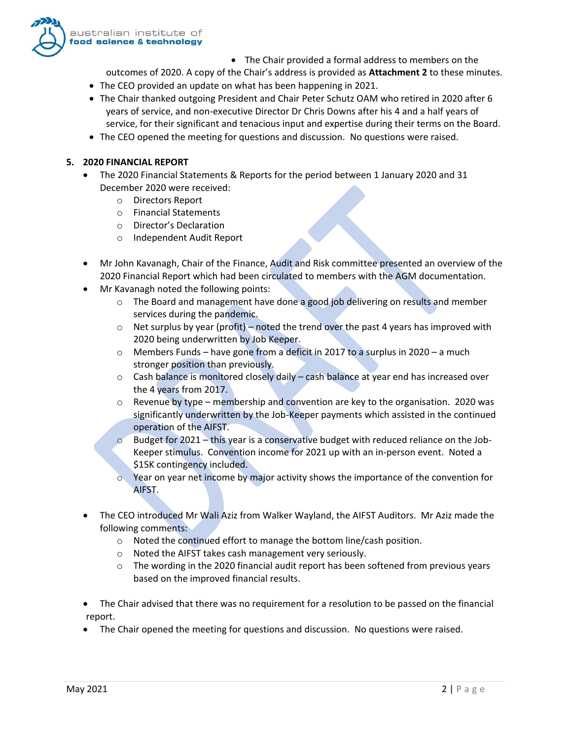- The Chair provided a formal address to members on the outcomes of 2020. A copy of the Chair's address is provided as **Attachment 2** to these minutes.
- The CEO provided an update on what has been happening in 2021.
- The Chair thanked outgoing President and Chair Peter Schutz OAM who retired in 2020 after 6 years of service, and non-executive Director Dr Chris Downs after his 4 and a half years of service, for their significant and tenacious input and expertise during their terms on the Board.
- The CEO opened the meeting for questions and discussion. No questions were raised.

## 5. 2020 FINANCIAL REPORT

- The 2020 Financial Statements & Reports for the period between 1 January 2020 and 31 December 2020 were received:
    - Directors Report
    - Financial Statements
    - Director's Declaration
    - Independent Audit Report

- Mr John Kavanagh, Chair of the Finance, Audit and Risk committee presented an overview of the 2020 Financial Report which had been circulated to members with the AGM documentation.
- Mr Kavanagh noted the following points:
    - The Board and management have done a good job delivering on results and member services during the pandemic.
    - Net surplus by year (profit) – noted the trend over the past 4 years has improved with 2020 being underwritten by Job Keeper.
    - Members Funds – have gone from a deficit in 2017 to a surplus in 2020 – a much stronger position than previously.
    - Cash balance is monitored closely daily – cash balance at year end has increased over the 4 years from 2017.
    - Revenue by type – membership and convention are key to the organisation. 2020 was significantly underwritten by the Job-Keeper payments which assisted in the continued operation of the AIFST.
    - Budget for 2021 – this year is a conservative budget with reduced reliance on the Job-Keeper stimulus. Convention income for 2021 up with an in-person event. Noted a $15K contingency included.
    - Year on year net income by major activity shows the importance of the convention for AIFST.

- The CEO introduced Mr Wali Aziz from Walker Wayland, the AIFST Auditors. Mr Aziz made the following comments:
    - Noted the continued effort to manage the bottom line/cash position.
    - Noted the AIFST takes cash management very seriously.
    - The wording in the 2020 financial audit report has been softened from previous years based on the improved financial results.

- The Chair advised that there was no requirement for a resolution to be passed on the financial report.
- The Chair opened the meeting for questions and discussion. No questions were raised.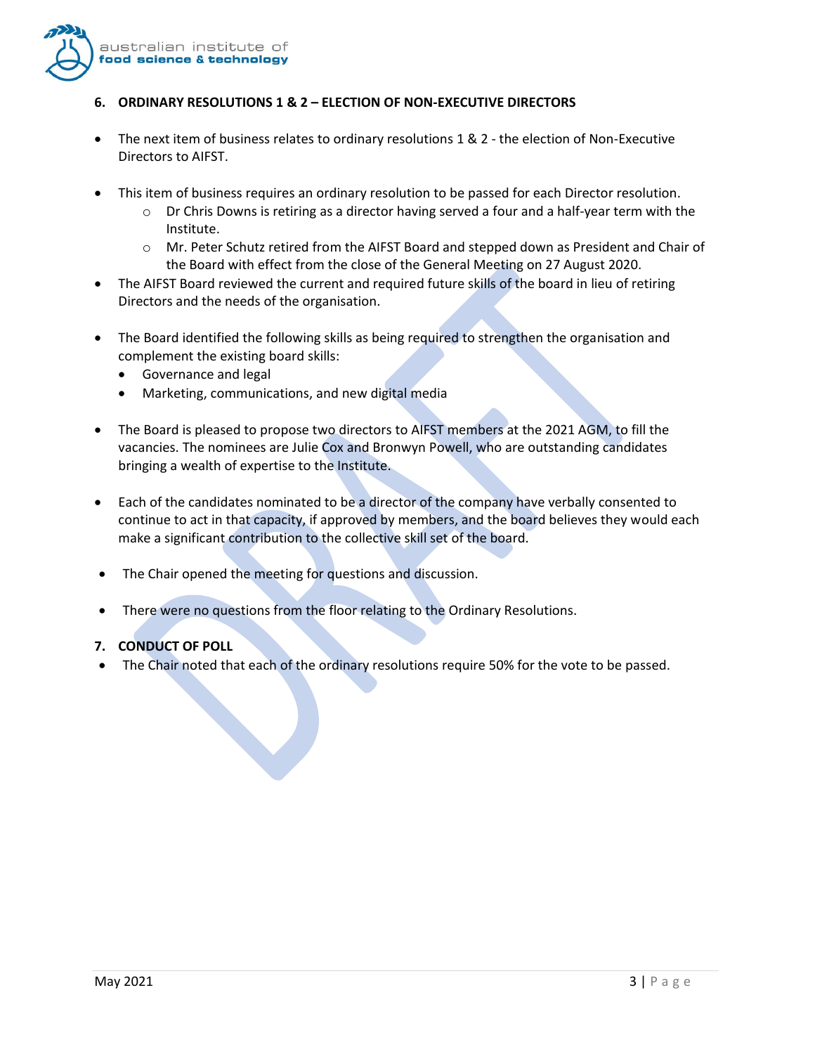## 6. ORDINARY RESOLUTIONS 1 & 2 – ELECTION OF NON-EXECUTIVE DIRECTORS

- The next item of business relates to ordinary resolutions 1 & 2 - the election of Non-Executive Directors to AIFST.
- This item of business requires an ordinary resolution to be passed for each Director resolution.
  - Dr Chris Downs is retiring as a director having served a four and a half-year term with the Institute.
  - Mr. Peter Schutz retired from the AIFST Board and stepped down as President and Chair of the Board with effect from the close of the General Meeting on 27 August 2020.
- The AIFST Board reviewed the current and required future skills of the board in lieu of retiring Directors and the needs of the organisation.
- The Board identified the following skills as being required to strengthen the organisation and complement the existing board skills:
  - Governance and legal
  - Marketing, communications, and new digital media
- The Board is pleased to propose two directors to AIFST members at the 2021 AGM, to fill the vacancies. The nominees are Julie Cox and Bronwyn Powell, who are outstanding candidates bringing a wealth of expertise to the Institute.
- Each of the candidates nominated to be a director of the company have verbally consented to continue to act in that capacity, if approved by members, and the board believes they would each make a significant contribution to the collective skill set of the board.
- The Chair opened the meeting for questions and discussion.
- There were no questions from the floor relating to the Ordinary Resolutions.

## 7. CONDUCT OF POLL

- The Chair noted that each of the ordinary resolutions require 50% for the vote to be passed.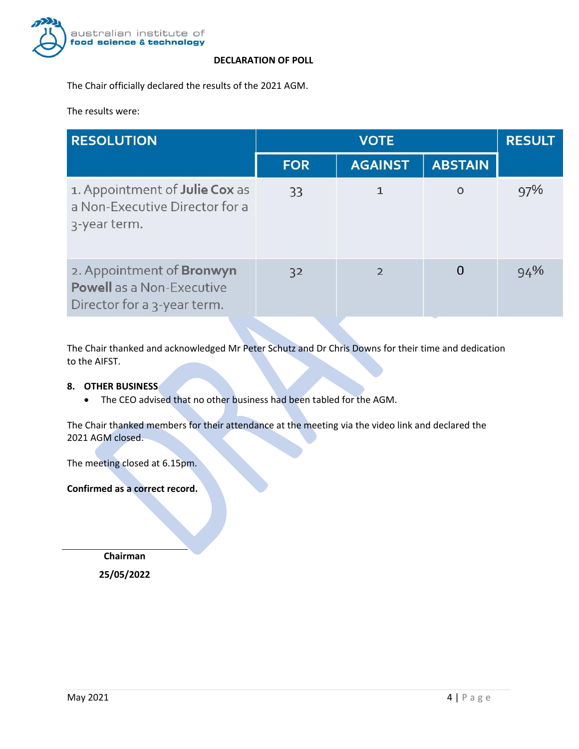**DECLARATION OF POLL**

The Chair officially declared the results of the 2021 AGM.

The results were:

| RESOLUTION | VOTE | | | RESULT |
|---|---|---|---|---|
| | FOR | AGAINST | ABSTAIN | |
| 1. Appointment of **Julie Cox** as a Non-Executive Director for a 3-year term. | 33 | 1 | 0 | 97% |
| 2. Appointment of **Bronwyn Powell** as a Non-Executive Director for a 3-year term. | 32 | 2 | 0 | 94% |

The Chair thanked and acknowledged Mr Peter Schutz and Dr Chris Downs for their time and dedication to the AIFST.

**8. OTHER BUSINESS**

- The CEO advised that no other business had been tabled for the AGM.

The Chair thanked members for their attendance at the meeting via the video link and declared the 2021 AGM closed.

The meeting closed at 6.15pm.

**Confirmed as a correct record.**

\_\_\_\_\_\_\_\_\_\_\_\_\_\_\_\_\_\_\_\_\_\_\_\_

**Chairman**

**25/05/2022**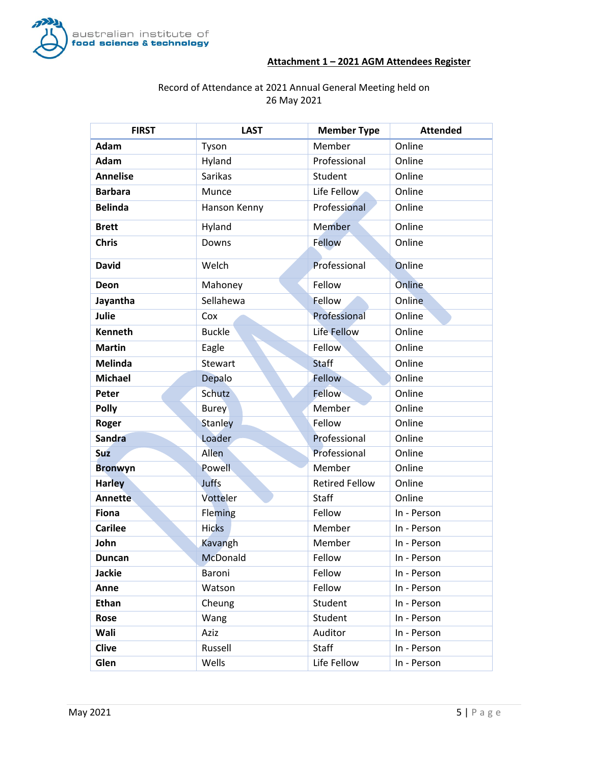**Attachment 1 – 2021 AGM Attendees Register**

Record of Attendance at 2021 Annual General Meeting held on 26 May 2021

| FIRST | LAST | Member Type | Attended |
|---|---|---|---|
| **Adam** | Tyson | Member | Online |
| **Adam** | Hyland | Professional | Online |
| **Annelise** | Sarikas | Student | Online |
| **Barbara** | Munce | Life Fellow | Online |
| **Belinda** | Hanson Kenny | Professional | Online |
| **Brett** | Hyland | Member | Online |
| **Chris** | Downs | Fellow | Online |
| **David** | Welch | Professional | Online |
| **Deon** | Mahoney | Fellow | Online |
| **Jayantha** | Sellahewa | Fellow | Online |
| **Julie** | Cox | Professional | Online |
| **Kenneth** | Buckle | Life Fellow | Online |
| **Martin** | Eagle | Fellow | Online |
| **Melinda** | Stewart | Staff | Online |
| **Michael** | Depalo | Fellow | Online |
| **Peter** | Schutz | Fellow | Online |
| **Polly** | Burey | Member | Online |
| **Roger** | Stanley | Fellow | Online |
| **Sandra** | Loader | Professional | Online |
| **Suz** | Allen | Professional | Online |
| **Bronwyn** | Powell | Member | Online |
| **Harley** | Juffs | Retired Fellow | Online |
| **Annette** | Votteler | Staff | Online |
| **Fiona** | Fleming | Fellow | In - Person |
| **Carilee** | Hicks | Member | In - Person |
| **John** | Kavangh | Member | In - Person |
| **Duncan** | McDonald | Fellow | In - Person |
| **Jackie** | Baroni | Fellow | In - Person |
| **Anne** | Watson | Fellow | In - Person |
| **Ethan** | Cheung | Student | In - Person |
| **Rose** | Wang | Student | In - Person |
| **Wali** | Aziz | Auditor | In - Person |
| **Clive** | Russell | Staff | In - Person |
| **Glen** | Wells | Life Fellow | In - Person |

May 2021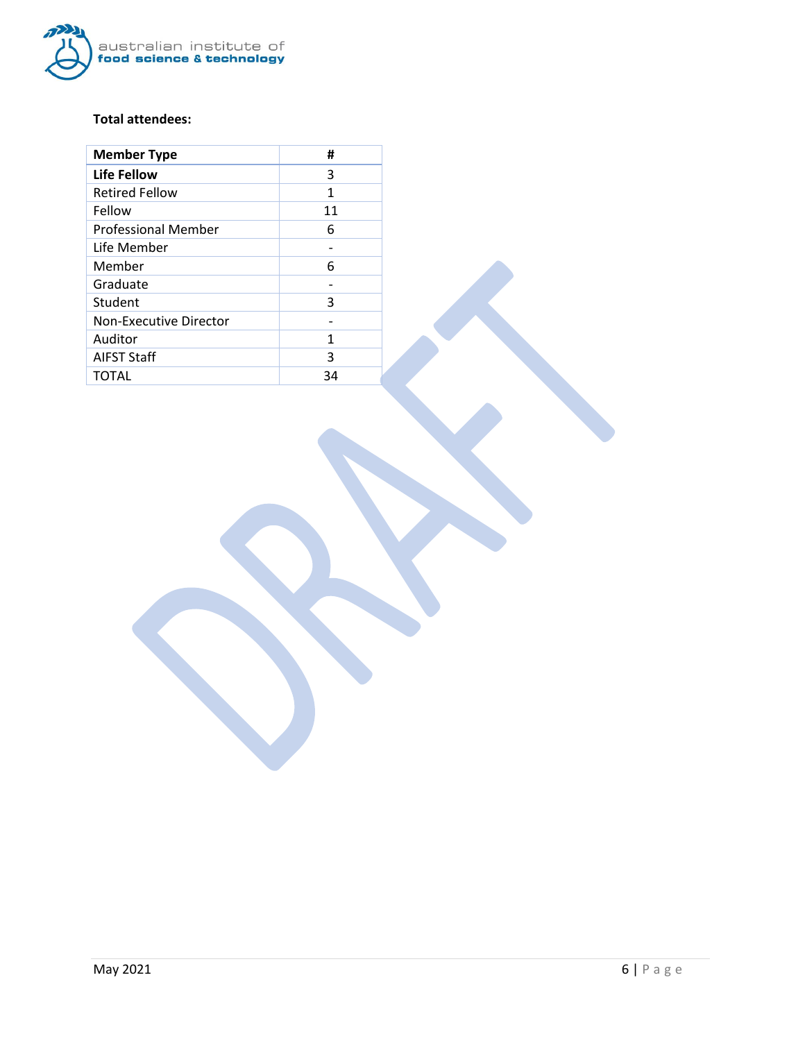**Total attendees:**

| Member Type | # |
|---|---|
| **Life Fellow** | 3 |
| Retired Fellow | 1 |
| Fellow | 11 |
| Professional Member | 6 |
| Life Member | - |
| Member | 6 |
| Graduate | - |
| Student | 3 |
| Non-Executive Director | - |
| Auditor | 1 |
| AIFST Staff | 3 |
| TOTAL | 34 |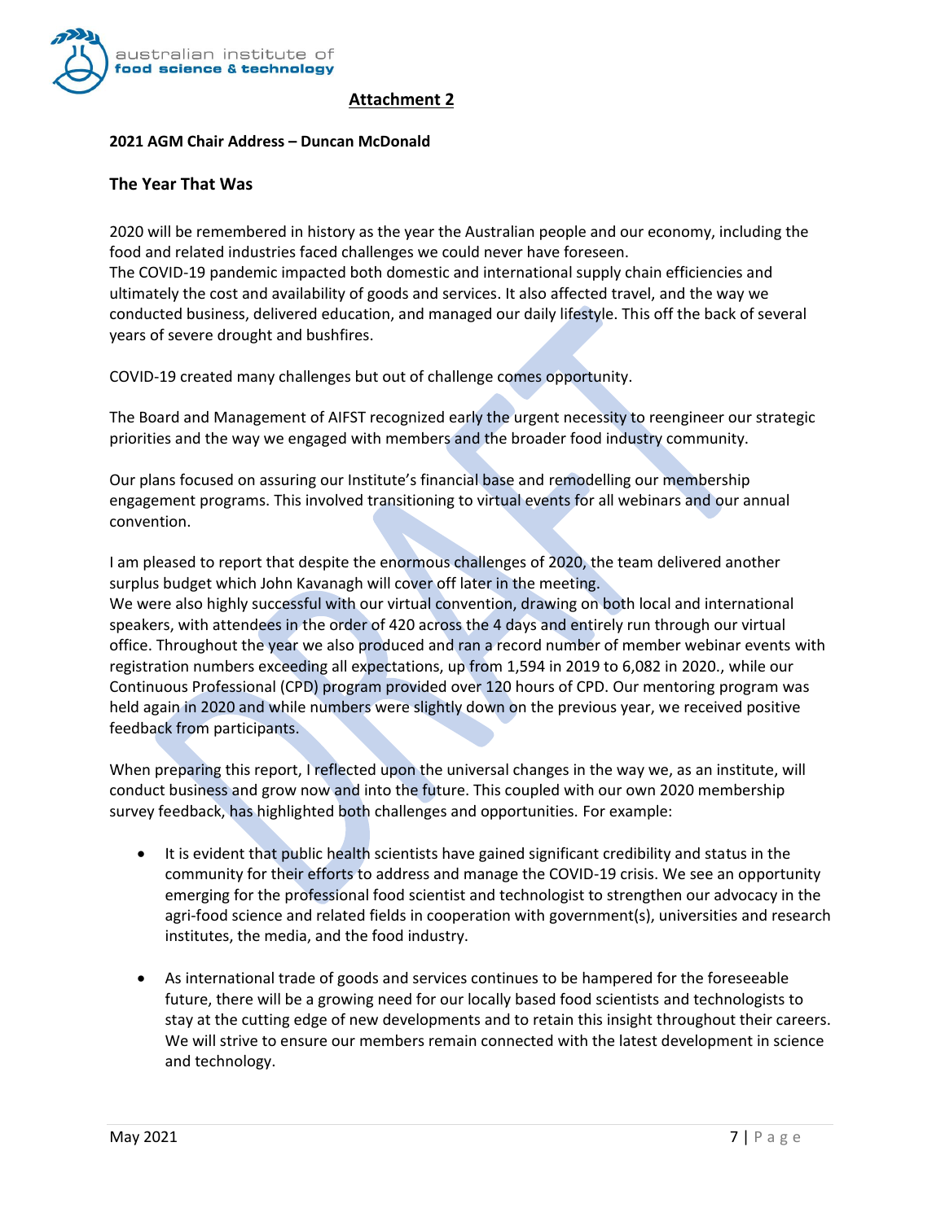## Attachment 2

**2021 AGM Chair Address – Duncan McDonald**

### The Year That Was

2020 will be remembered in history as the year the Australian people and our economy, including the food and related industries faced challenges we could never have foreseen.
The COVID-19 pandemic impacted both domestic and international supply chain efficiencies and ultimately the cost and availability of goods and services. It also affected travel, and the way we conducted business, delivered education, and managed our daily lifestyle. This off the back of several years of severe drought and bushfires.

COVID-19 created many challenges but out of challenge comes opportunity.

The Board and Management of AIFST recognized early the urgent necessity to reengineer our strategic priorities and the way we engaged with members and the broader food industry community.

Our plans focused on assuring our Institute's financial base and remodelling our membership engagement programs. This involved transitioning to virtual events for all webinars and our annual convention.

I am pleased to report that despite the enormous challenges of 2020, the team delivered another surplus budget which John Kavanagh will cover off later in the meeting.
We were also highly successful with our virtual convention, drawing on both local and international speakers, with attendees in the order of 420 across the 4 days and entirely run through our virtual office. Throughout the year we also produced and ran a record number of member webinar events with registration numbers exceeding all expectations, up from 1,594 in 2019 to 6,082 in 2020., while our Continuous Professional (CPD) program provided over 120 hours of CPD. Our mentoring program was held again in 2020 and while numbers were slightly down on the previous year, we received positive feedback from participants.

When preparing this report, I reflected upon the universal changes in the way we, as an institute, will conduct business and grow now and into the future. This coupled with our own 2020 membership survey feedback, has highlighted both challenges and opportunities. For example:

- It is evident that public health scientists have gained significant credibility and status in the community for their efforts to address and manage the COVID-19 crisis. We see an opportunity emerging for the professional food scientist and technologist to strengthen our advocacy in the agri-food science and related fields in cooperation with government(s), universities and research institutes, the media, and the food industry.

- As international trade of goods and services continues to be hampered for the foreseeable future, there will be a growing need for our locally based food scientists and technologists to stay at the cutting edge of new developments and to retain this insight throughout their careers. We will strive to ensure our members remain connected with the latest development in science and technology.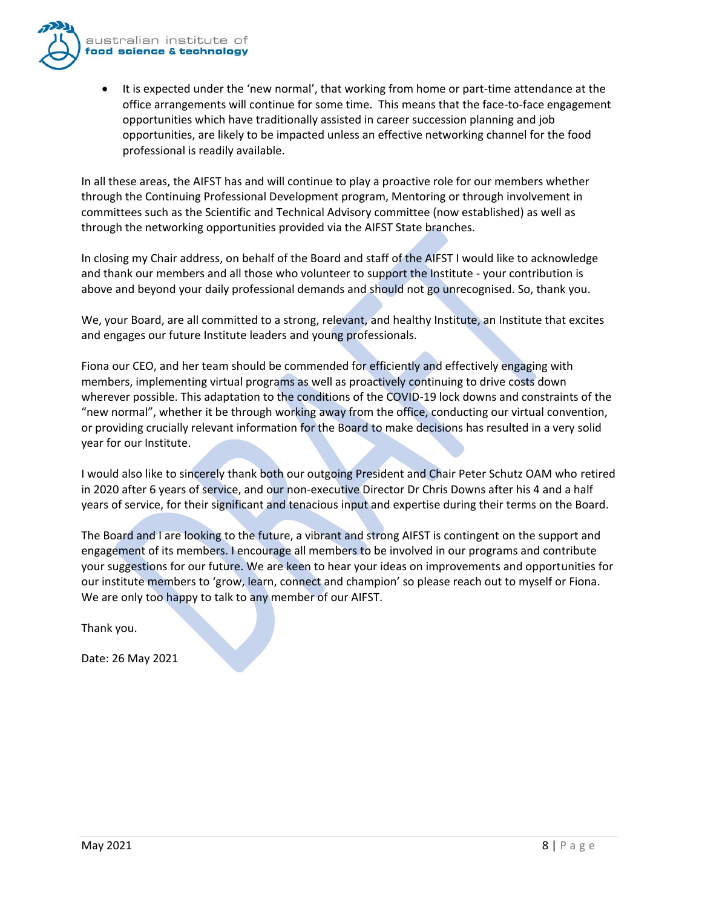- It is expected under the 'new normal', that working from home or part-time attendance at the office arrangements will continue for some time. This means that the face-to-face engagement opportunities which have traditionally assisted in career succession planning and job opportunities, are likely to be impacted unless an effective networking channel for the food professional is readily available.

In all these areas, the AIFST has and will continue to play a proactive role for our members whether through the Continuing Professional Development program, Mentoring or through involvement in committees such as the Scientific and Technical Advisory committee (now established) as well as through the networking opportunities provided via the AIFST State branches.

In closing my Chair address, on behalf of the Board and staff of the AIFST I would like to acknowledge and thank our members and all those who volunteer to support the Institute - your contribution is above and beyond your daily professional demands and should not go unrecognised. So, thank you.

We, your Board, are all committed to a strong, relevant, and healthy Institute, an Institute that excites and engages our future Institute leaders and young professionals.

Fiona our CEO, and her team should be commended for efficiently and effectively engaging with members, implementing virtual programs as well as proactively continuing to drive costs down wherever possible. This adaptation to the conditions of the COVID-19 lock downs and constraints of the "new normal", whether it be through working away from the office, conducting our virtual convention, or providing crucially relevant information for the Board to make decisions has resulted in a very solid year for our Institute.

I would also like to sincerely thank both our outgoing President and Chair Peter Schutz OAM who retired in 2020 after 6 years of service, and our non-executive Director Dr Chris Downs after his 4 and a half years of service, for their significant and tenacious input and expertise during their terms on the Board.

The Board and I are looking to the future, a vibrant and strong AIFST is contingent on the support and engagement of its members. I encourage all members to be involved in our programs and contribute your suggestions for our future. We are keen to hear your ideas on improvements and opportunities for our institute members to 'grow, learn, connect and champion' so please reach out to myself or Fiona. We are only too happy to talk to any member of our AIFST.

Thank you.

Date: 26 May 2021